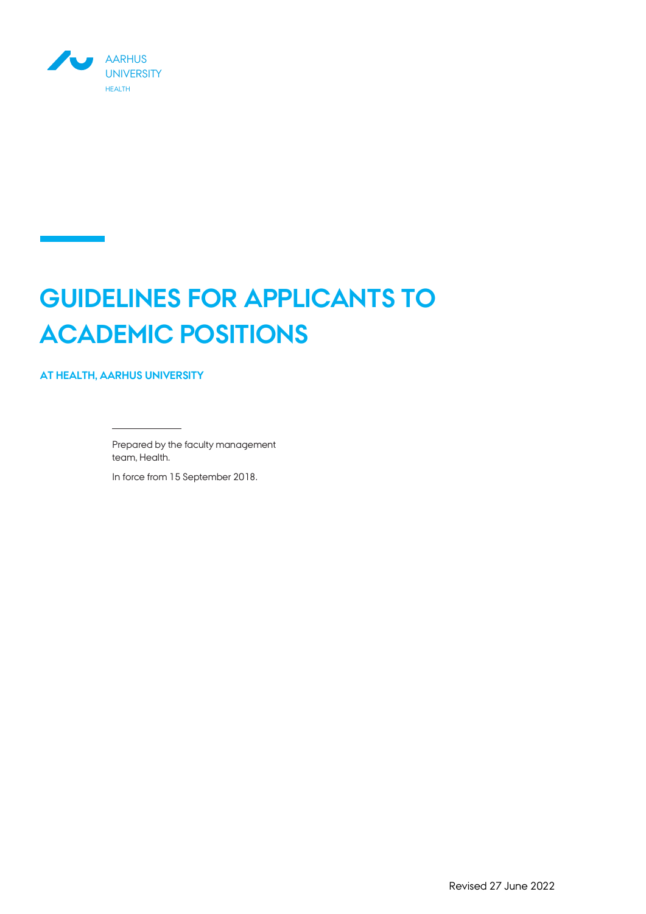AARHUS UNIVERSITY

HEALTH

# GUIDELINES FOR APPLICANTS TO ACADEMIC POSITIONS

**AT HEALTH, AARHUS UNIVERSITY**

Prepared by the faculty management team, Health.

In force from 15 September 2018.

Revised 27 June 2022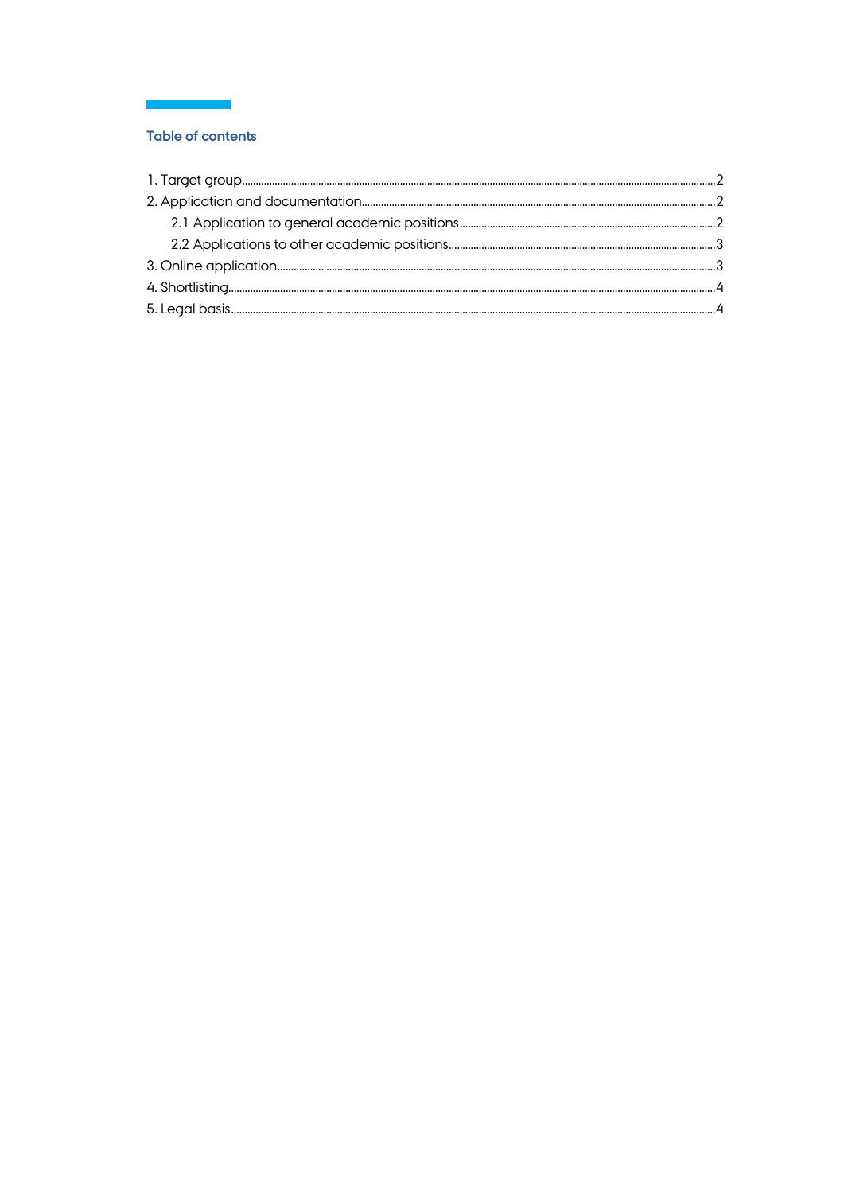## Table of contents

1. Target group ..... 2
2. Application and documentation ..... 2
   - 2.1 Application to general academic positions ..... 2
   - 2.2 Applications to other academic positions ..... 3
3. Online application ..... 3
4. Shortlisting ..... 4
5. Legal basis ..... 4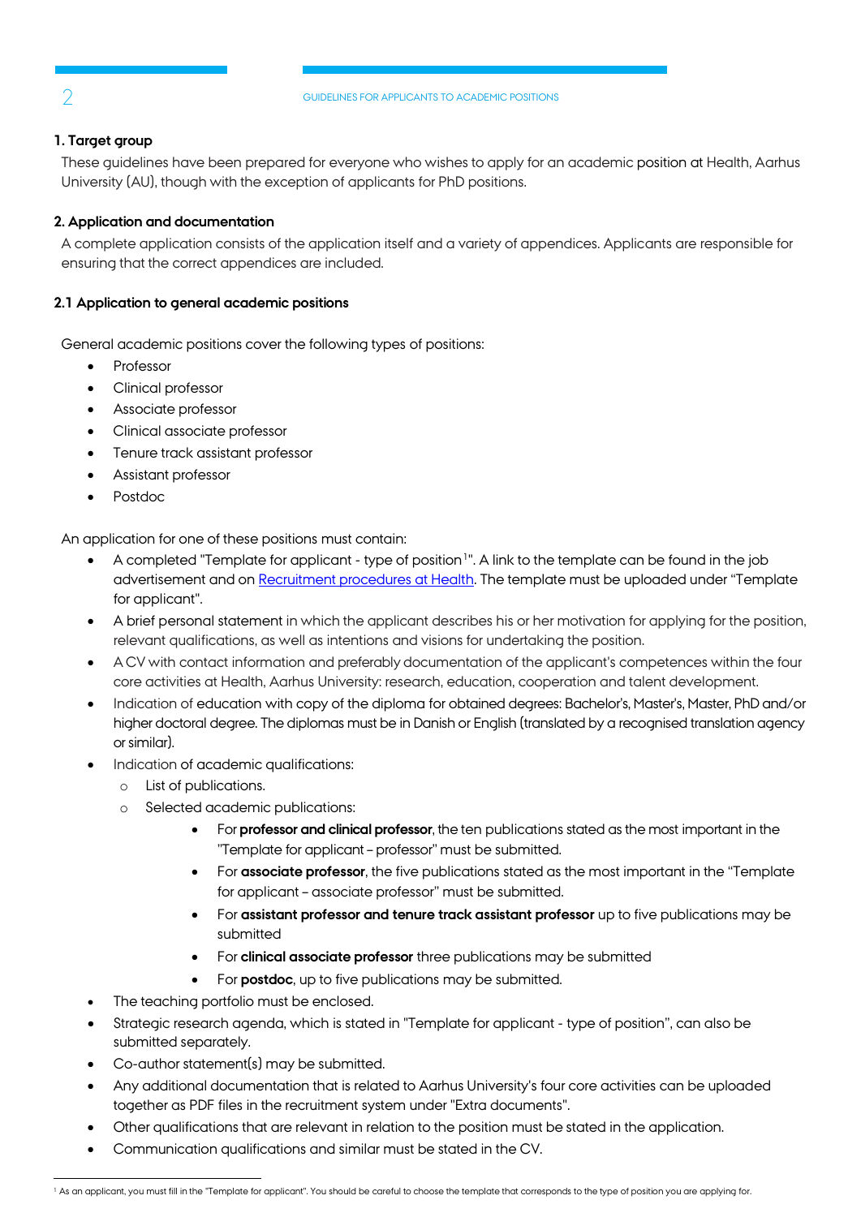### 1. Target group

These guidelines have been prepared for everyone who wishes to apply for an academic position at Health, Aarhus University (AU), though with the exception of applicants for PhD positions.

### 2. Application and documentation

A complete application consists of the application itself and a variety of appendices. Applicants are responsible for ensuring that the correct appendices are included.

#### 2.1 Application to general academic positions

General academic positions cover the following types of positions:

- Professor
- Clinical professor
- Associate professor
- Clinical associate professor
- Tenure track assistant professor
- Assistant professor
- Postdoc

An application for one of these positions must contain:

- A completed "Template for applicant - type of position[1]". A link to the template can be found in the job advertisement and on [Recruitment procedures at Health](). The template must be uploaded under "Template for applicant".
- A brief personal statement in which the applicant describes his or her motivation for applying for the position, relevant qualifications, as well as intentions and visions for undertaking the position.
- A CV with contact information and preferably documentation of the applicant's competences within the four core activities at Health, Aarhus University: research, education, cooperation and talent development.
- Indication of education with copy of the diploma for obtained degrees: Bachelor's, Master's, Master, PhD and/or higher doctoral degree. The diplomas must be in Danish or English (translated by a recognised translation agency or similar).
- Indication of academic qualifications:
  - List of publications.
  - Selected academic publications:
    - For **professor and clinical professor**, the ten publications stated as the most important in the "Template for applicant – professor" must be submitted.
    - For **associate professor**, the five publications stated as the most important in the "Template for applicant – associate professor" must be submitted.
    - For **assistant professor and tenure track assistant professor** up to five publications may be submitted
    - For **clinical associate professor** three publications may be submitted
    - For **postdoc**, up to five publications may be submitted.
- The teaching portfolio must be enclosed.
- Strategic research agenda, which is stated in "Template for applicant - type of position", can also be submitted separately.
- Co-author statement(s) may be submitted.
- Any additional documentation that is related to Aarhus University's four core activities can be uploaded together as PDF files in the recruitment system under "Extra documents".
- Other qualifications that are relevant in relation to the position must be stated in the application.
- Communication qualifications and similar must be stated in the CV.

---

[1] As an applicant, you must fill in the "Template for applicant". You should be careful to choose the template that corresponds to the type of position you are applying for.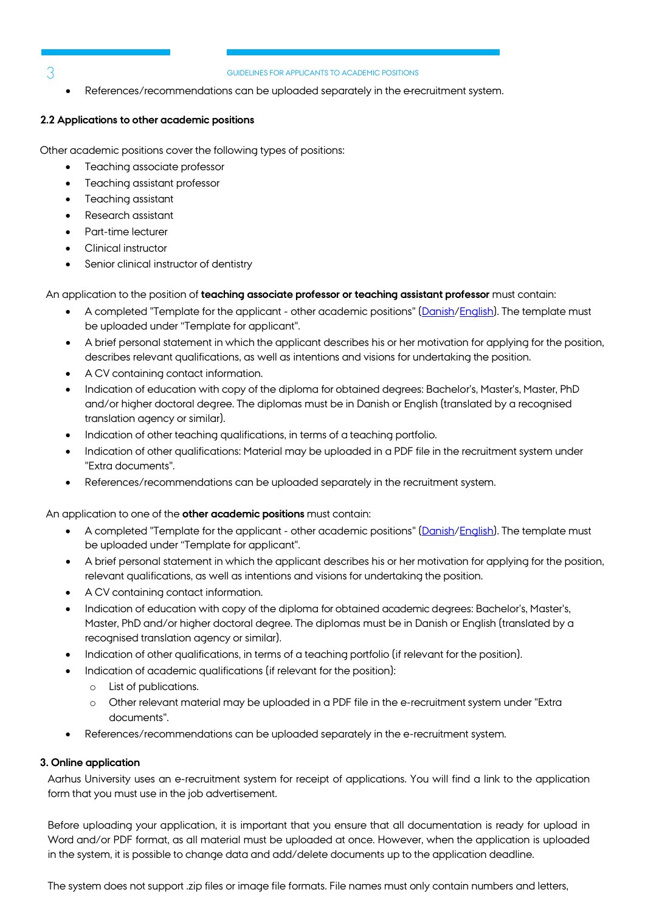- References/recommendations can be uploaded separately in the e-recruitment system.

**2.2 Applications to other academic positions**

Other academic positions cover the following types of positions:

- Teaching associate professor
- Teaching assistant professor
- Teaching assistant
- Research assistant
- Part-time lecturer
- Clinical instructor
- Senior clinical instructor of dentistry

An application to the position of **teaching associate professor or teaching assistant professor** must contain:

- A completed "Template for the applicant - other academic positions" (Danish/English). The template must be uploaded under "Template for applicant".
- A brief personal statement in which the applicant describes his or her motivation for applying for the position, describes relevant qualifications, as well as intentions and visions for undertaking the position.
- A CV containing contact information.
- Indication of education with copy of the diploma for obtained degrees: Bachelor's, Master's, Master, PhD and/or higher doctoral degree. The diplomas must be in Danish or English (translated by a recognised translation agency or similar).
- Indication of other teaching qualifications, in terms of a teaching portfolio.
- Indication of other qualifications: Material may be uploaded in a PDF file in the recruitment system under "Extra documents".
- References/recommendations can be uploaded separately in the recruitment system.

An application to one of the **other academic positions** must contain:

- A completed "Template for the applicant - other academic positions" (Danish/English). The template must be uploaded under "Template for applicant".
- A brief personal statement in which the applicant describes his or her motivation for applying for the position, relevant qualifications, as well as intentions and visions for undertaking the position.
- A CV containing contact information.
- Indication of education with copy of the diploma for obtained academic degrees: Bachelor's, Master's, Master, PhD and/or higher doctoral degree. The diplomas must be in Danish or English (translated by a recognised translation agency or similar).
- Indication of other qualifications, in terms of a teaching portfolio (if relevant for the position).
- Indication of academic qualifications (if relevant for the position):
  - List of publications.
  - Other relevant material may be uploaded in a PDF file in the e-recruitment system under "Extra documents".
- References/recommendations can be uploaded separately in the e-recruitment system.

**3. Online application**

Aarhus University uses an e-recruitment system for receipt of applications. You will find a link to the application form that you must use in the job advertisement.

Before uploading your application, it is important that you ensure that all documentation is ready for upload in Word and/or PDF format, as all material must be uploaded at once. However, when the application is uploaded in the system, it is possible to change data and add/delete documents up to the application deadline.

The system does not support .zip files or image file formats. File names must only contain numbers and letters,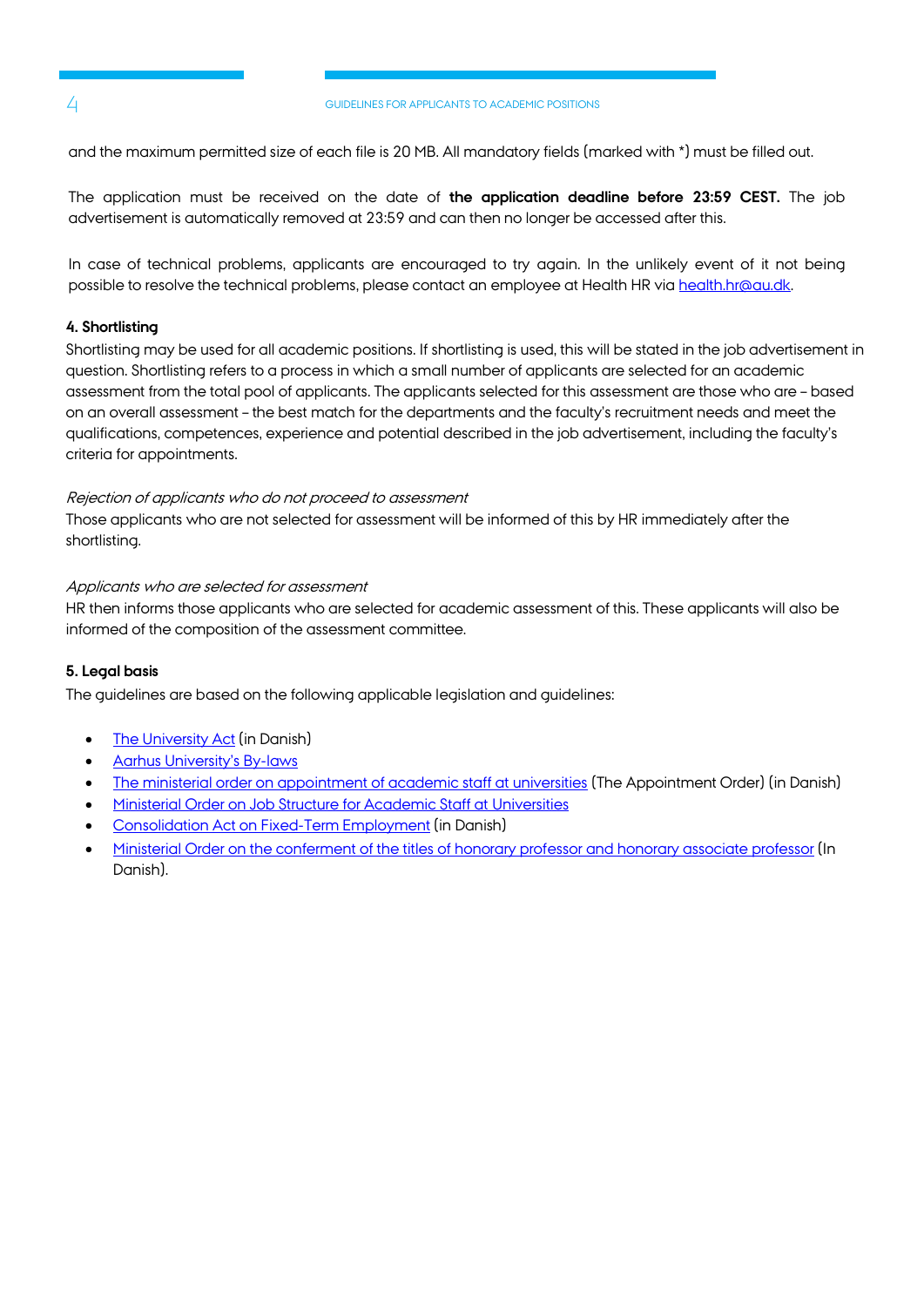and the maximum permitted size of each file is 20 MB. All mandatory fields (marked with *) must be filled out.

The application must be received on the date of **the application deadline before 23:59 CEST.** The job advertisement is automatically removed at 23:59 and can then no longer be accessed after this.

In case of technical problems, applicants are encouraged to try again. In the unlikely event of it not being possible to resolve the technical problems, please contact an employee at Health HR via health.hr@au.dk.

**4. Shortlisting**

Shortlisting may be used for all academic positions. If shortlisting is used, this will be stated in the job advertisement in question. Shortlisting refers to a process in which a small number of applicants are selected for an academic assessment from the total pool of applicants. The applicants selected for this assessment are those who are – based on an overall assessment – the best match for the departments and the faculty's recruitment needs and meet the qualifications, competences, experience and potential described in the job advertisement, including the faculty's criteria for appointments.

*Rejection of applicants who do not proceed to assessment*

Those applicants who are not selected for assessment will be informed of this by HR immediately after the shortlisting.

*Applicants who are selected for assessment*

HR then informs those applicants who are selected for academic assessment of this. These applicants will also be informed of the composition of the assessment committee.

**5. Legal basis**

The guidelines are based on the following applicable legislation and guidelines:

- The University Act (in Danish)
- Aarhus University's By-laws
- The ministerial order on appointment of academic staff at universities (The Appointment Order) (in Danish)
- Ministerial Order on Job Structure for Academic Staff at Universities
- Consolidation Act on Fixed-Term Employment (in Danish)
- Ministerial Order on the conferment of the titles of honorary professor and honorary associate professor (In Danish).